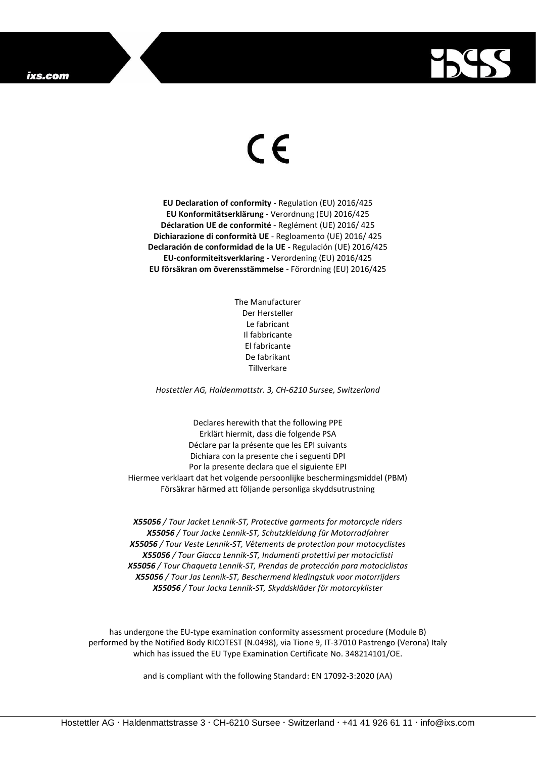ixs.com

CE

**EU Declaration of conformity** - Regulation (EU) 2016/425
**EU Konformitätserklärung** - Verordnung (EU) 2016/425
**Déclaration UE de conformité** - Reglément (UE) 2016/ 425
**Dichiarazione di conformità UE** - Regloamento (UE) 2016/ 425
**Declaración de conformidad de la UE** - Regulación (UE) 2016/425
**EU-conformiteitsverklaring** - Verordening (EU) 2016/425
**EU försäkran om överensstämmelse** - Förordning (EU) 2016/425

The Manufacturer
Der Hersteller
Le fabricant
Il fabbricante
El fabricante
De fabrikant
Tillverkare

*Hostettler AG, Haldenmattstr. 3, CH-6210 Sursee, Switzerland*

Declares herewith that the following PPE
Erklärt hiermit, dass die folgende PSA
Déclare par la présente que les EPI suivants
Dichiara con la presente che i seguenti DPI
Por la presente declara que el siguiente EPI
Hiermee verklaart dat het volgende persoonlijke beschermingsmiddel (PBM)
Försäkrar härmed att följande personliga skyddsutrustning

***X55056** / Tour Jacket Lennik-ST, Protective garments for motorcycle riders*
***X55056** / Tour Jacke Lennik-ST, Schutzkleidung für Motorradfahrer*
***X55056** / Tour Veste Lennik-ST, Vêtements de protection pour motocyclistes*
***X55056** / Tour Giacca Lennik-ST, Indumenti protettivi per motociclisti*
***X55056** / Tour Chaqueta Lennik-ST, Prendas de protección para motociclistas*
***X55056** / Tour Jas Lennik-ST, Beschermend kledingstuk voor motorrijders*
***X55056** / Tour Jacka Lennik-ST, Skyddskläder för motorcyklister*

has undergone the EU-type examination conformity assessment procedure (Module B) performed by the Notified Body RICOTEST (N.0498), via Tione 9, IT-37010 Pastrengo (Verona) Italy which has issued the EU Type Examination Certificate No. 348214101/OE.

and is compliant with the following Standard: EN 17092-3:2020 (AA)

Hostettler AG · Haldenmattstrasse 3 · CH-6210 Sursee · Switzerland · +41 41 926 61 11 · info@ixs.com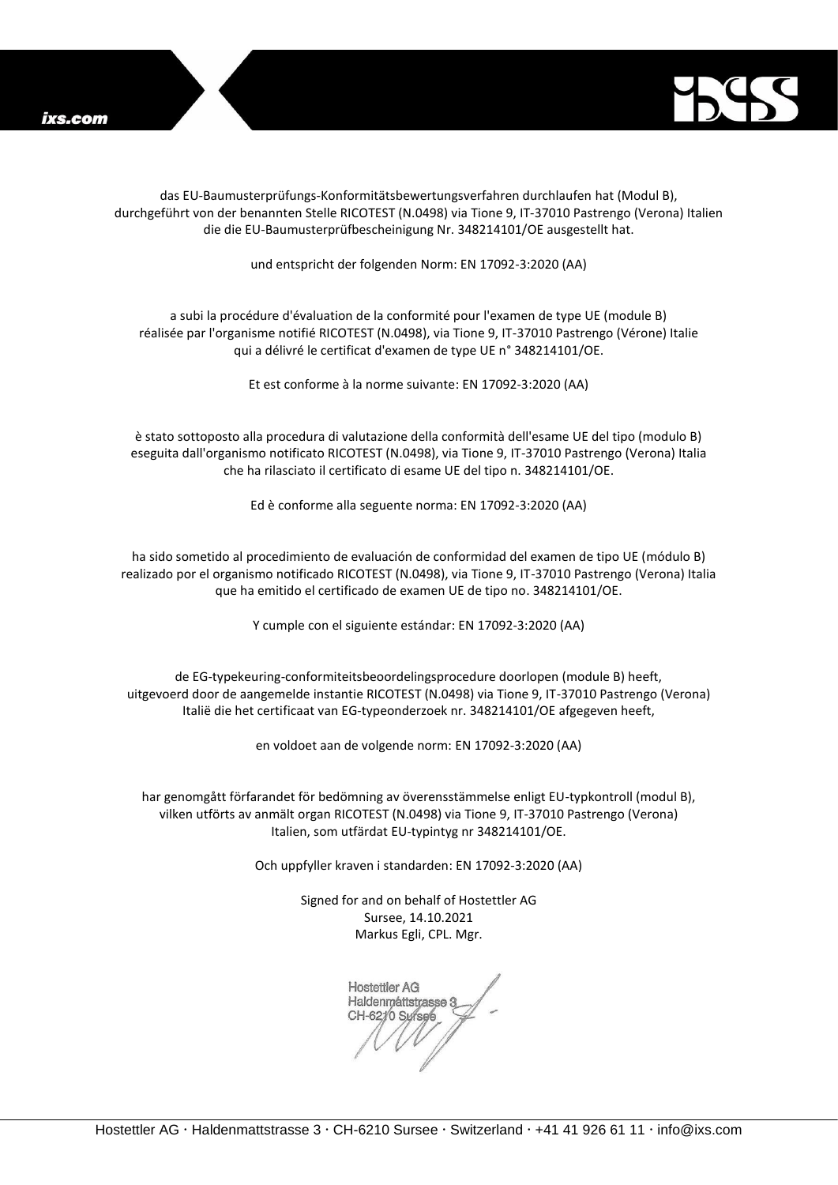das EU-Baumusterprüfungs-Konformitätsbewertungsverfahren durchlaufen hat (Modul B), durchgeführt von der benannten Stelle RICOTEST (N.0498) via Tione 9, IT-37010 Pastrengo (Verona) Italien die die EU-Baumusterprüfbescheinigung Nr. 348214101/OE ausgestellt hat.

und entspricht der folgenden Norm: EN 17092-3:2020 (AA)

a subi la procédure d'évaluation de la conformité pour l'examen de type UE (module B) réalisée par l'organisme notifié RICOTEST (N.0498), via Tione 9, IT-37010 Pastrengo (Vérone) Italie qui a délivré le certificat d'examen de type UE n° 348214101/OE.

Et est conforme à la norme suivante: EN 17092-3:2020 (AA)

è stato sottoposto alla procedura di valutazione della conformità dell'esame UE del tipo (modulo B) eseguita dall'organismo notificato RICOTEST (N.0498), via Tione 9, IT-37010 Pastrengo (Verona) Italia che ha rilasciato il certificato di esame UE del tipo n. 348214101/OE.

Ed è conforme alla seguente norma: EN 17092-3:2020 (AA)

ha sido sometido al procedimiento de evaluación de conformidad del examen de tipo UE (módulo B) realizado por el organismo notificado RICOTEST (N.0498), via Tione 9, IT-37010 Pastrengo (Verona) Italia que ha emitido el certificado de examen UE de tipo no. 348214101/OE.

Y cumple con el siguiente estándar: EN 17092-3:2020 (AA)

de EG-typekeuring-conformiteitsbeoordelingsprocedure doorlopen (module B) heeft, uitgevoerd door de aangemelde instantie RICOTEST (N.0498) via Tione 9, IT-37010 Pastrengo (Verona) Italië die het certificaat van EG-typeonderzoek nr. 348214101/OE afgegeven heeft,

en voldoet aan de volgende norm: EN 17092-3:2020 (AA)

har genomgått förfarandet för bedömning av överensstämmelse enligt EU-typkontroll (modul B), vilken utförts av anmält organ RICOTEST (N.0498) via Tione 9, IT-37010 Pastrengo (Verona) Italien, som utfärdat EU-typintyg nr 348214101/OE.

Och uppfyller kraven i standarden: EN 17092-3:2020 (AA)

Signed for and on behalf of Hostettler AG
Sursee, 14.10.2021
Markus Egli, CPL. Mgr.

Hostettler AG
Haldenmattstrasse 3
CH-6210 Sursee